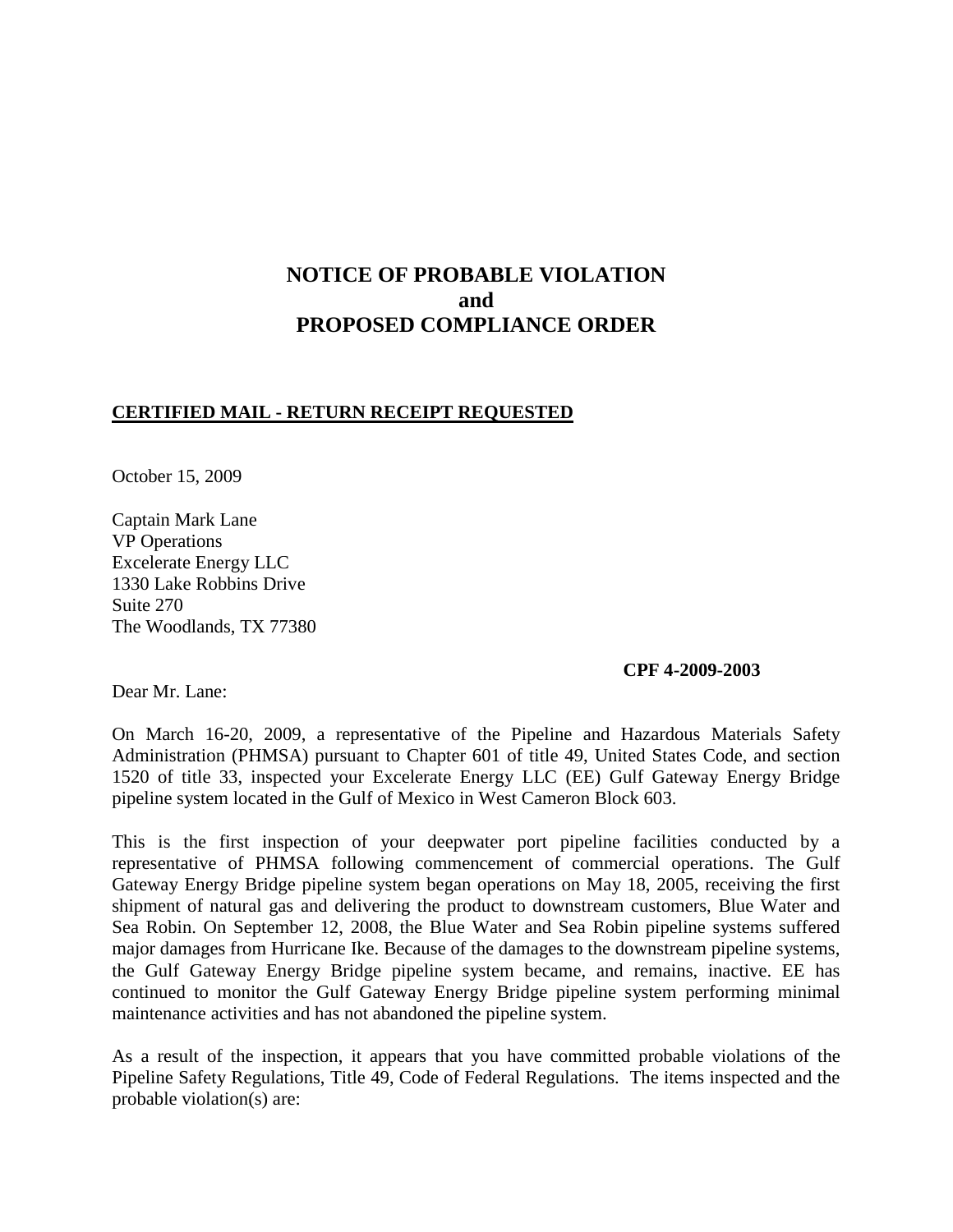# NOTICE OF PROBABLE VIOLATION
# and
# PROPOSED COMPLIANCE ORDER

**CERTIFIED MAIL - RETURN RECEIPT REQUESTED**

October 15, 2009

Captain Mark Lane
VP Operations
Excelerate Energy LLC
1330 Lake Robbins Drive
Suite 270
The Woodlands, TX 77380

**CPF 4-2009-2003**

Dear Mr. Lane:

On March 16-20, 2009, a representative of the Pipeline and Hazardous Materials Safety Administration (PHMSA) pursuant to Chapter 601 of title 49, United States Code, and section 1520 of title 33, inspected your Excelerate Energy LLC (EE) Gulf Gateway Energy Bridge pipeline system located in the Gulf of Mexico in West Cameron Block 603.

This is the first inspection of your deepwater port pipeline facilities conducted by a representative of PHMSA following commencement of commercial operations. The Gulf Gateway Energy Bridge pipeline system began operations on May 18, 2005, receiving the first shipment of natural gas and delivering the product to downstream customers, Blue Water and Sea Robin. On September 12, 2008, the Blue Water and Sea Robin pipeline systems suffered major damages from Hurricane Ike. Because of the damages to the downstream pipeline systems, the Gulf Gateway Energy Bridge pipeline system became, and remains, inactive. EE has continued to monitor the Gulf Gateway Energy Bridge pipeline system performing minimal maintenance activities and has not abandoned the pipeline system.

As a result of the inspection, it appears that you have committed probable violations of the Pipeline Safety Regulations, Title 49, Code of Federal Regulations. The items inspected and the probable violation(s) are: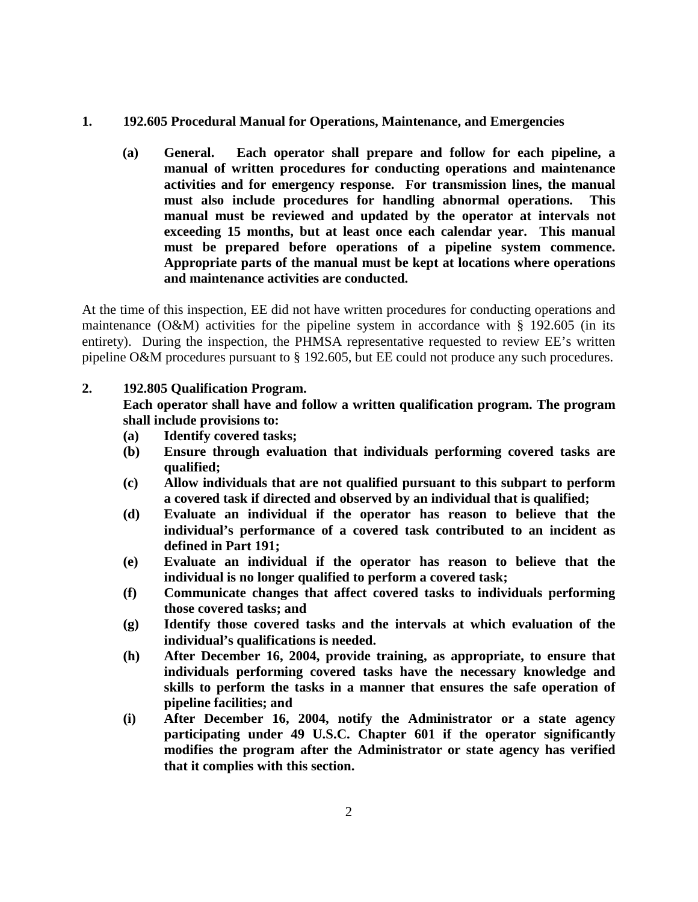**1. 192.605 Procedural Manual for Operations, Maintenance, and Emergencies**

> **(a) General. Each operator shall prepare and follow for each pipeline, a manual of written procedures for conducting operations and maintenance activities and for emergency response. For transmission lines, the manual must also include procedures for handling abnormal operations. This manual must be reviewed and updated by the operator at intervals not exceeding 15 months, but at least once each calendar year. This manual must be prepared before operations of a pipeline system commence. Appropriate parts of the manual must be kept at locations where operations and maintenance activities are conducted.**

At the time of this inspection, EE did not have written procedures for conducting operations and maintenance (O&M) activities for the pipeline system in accordance with § 192.605 (in its entirety). During the inspection, the PHMSA representative requested to review EE's written pipeline O&M procedures pursuant to § 192.605, but EE could not produce any such procedures.

**2. 192.805 Qualification Program.**
**Each operator shall have and follow a written qualification program. The program shall include provisions to:**

- **(a) Identify covered tasks;**
- **(b) Ensure through evaluation that individuals performing covered tasks are qualified;**
- **(c) Allow individuals that are not qualified pursuant to this subpart to perform a covered task if directed and observed by an individual that is qualified;**
- **(d) Evaluate an individual if the operator has reason to believe that the individual's performance of a covered task contributed to an incident as defined in Part 191;**
- **(e) Evaluate an individual if the operator has reason to believe that the individual is no longer qualified to perform a covered task;**
- **(f) Communicate changes that affect covered tasks to individuals performing those covered tasks; and**
- **(g) Identify those covered tasks and the intervals at which evaluation of the individual's qualifications is needed.**
- **(h) After December 16, 2004, provide training, as appropriate, to ensure that individuals performing covered tasks have the necessary knowledge and skills to perform the tasks in a manner that ensures the safe operation of pipeline facilities; and**
- **(i) After December 16, 2004, notify the Administrator or a state agency participating under 49 U.S.C. Chapter 601 if the operator significantly modifies the program after the Administrator or state agency has verified that it complies with this section.**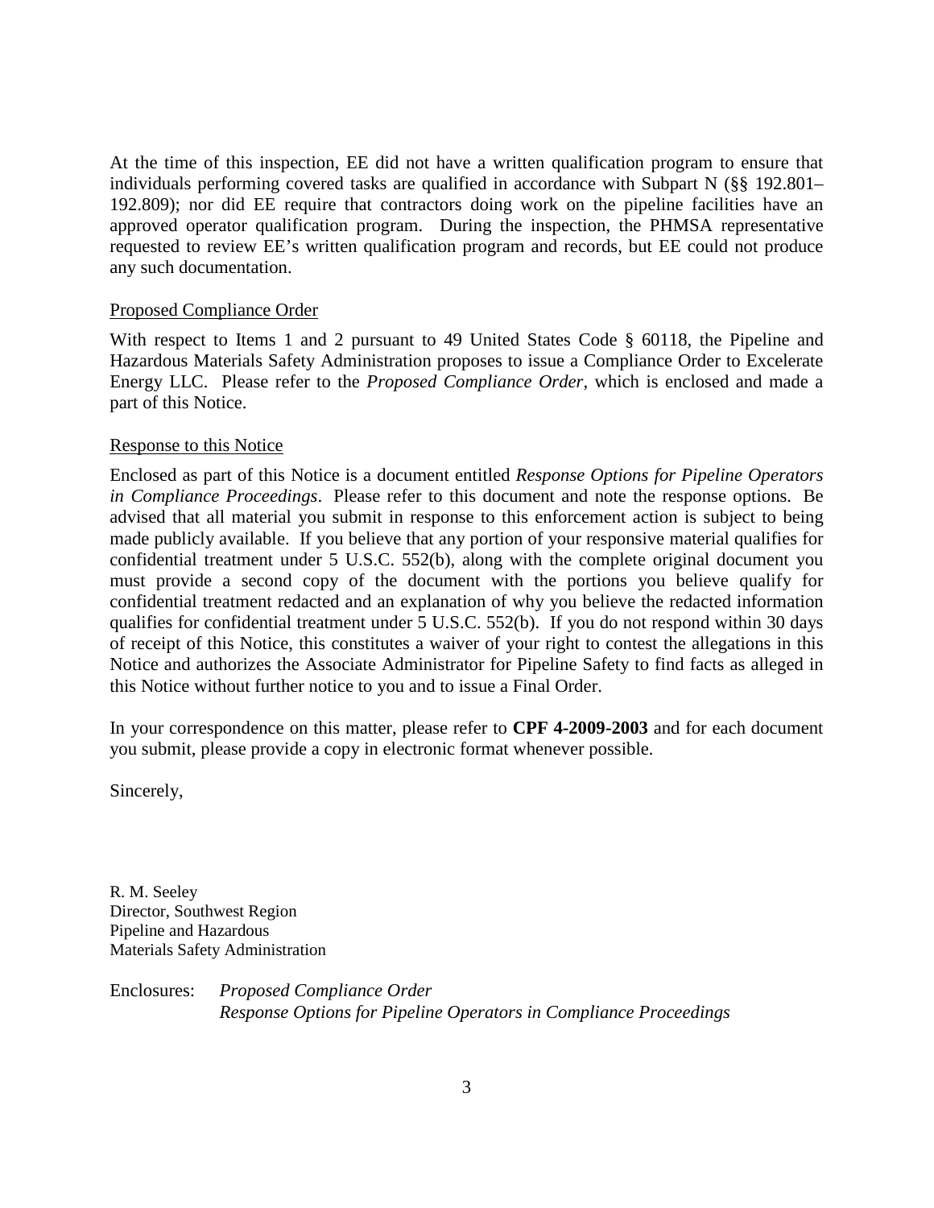At the time of this inspection, EE did not have a written qualification program to ensure that individuals performing covered tasks are qualified in accordance with Subpart N (§§ 192.801–192.809); nor did EE require that contractors doing work on the pipeline facilities have an approved operator qualification program. During the inspection, the PHMSA representative requested to review EE's written qualification program and records, but EE could not produce any such documentation.

Proposed Compliance Order

With respect to Items 1 and 2 pursuant to 49 United States Code § 60118, the Pipeline and Hazardous Materials Safety Administration proposes to issue a Compliance Order to Excelerate Energy LLC. Please refer to the *Proposed Compliance Order*, which is enclosed and made a part of this Notice.

Response to this Notice

Enclosed as part of this Notice is a document entitled *Response Options for Pipeline Operators in Compliance Proceedings*. Please refer to this document and note the response options. Be advised that all material you submit in response to this enforcement action is subject to being made publicly available. If you believe that any portion of your responsive material qualifies for confidential treatment under 5 U.S.C. 552(b), along with the complete original document you must provide a second copy of the document with the portions you believe qualify for confidential treatment redacted and an explanation of why you believe the redacted information qualifies for confidential treatment under 5 U.S.C. 552(b). If you do not respond within 30 days of receipt of this Notice, this constitutes a waiver of your right to contest the allegations in this Notice and authorizes the Associate Administrator for Pipeline Safety to find facts as alleged in this Notice without further notice to you and to issue a Final Order.

In your correspondence on this matter, please refer to **CPF 4-2009-2003** and for each document you submit, please provide a copy in electronic format whenever possible.

Sincerely,

R. M. Seeley
Director, Southwest Region
Pipeline and Hazardous
Materials Safety Administration

Enclosures: *Proposed Compliance Order*
*Response Options for Pipeline Operators in Compliance Proceedings*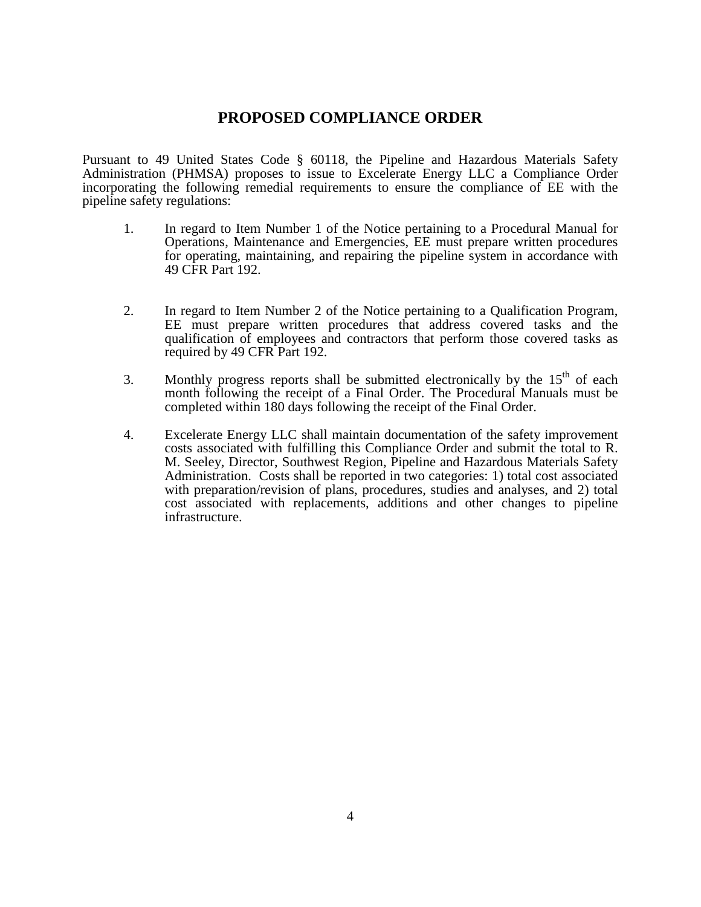# PROPOSED COMPLIANCE ORDER

Pursuant to 49 United States Code § 60118, the Pipeline and Hazardous Materials Safety Administration (PHMSA) proposes to issue to Excelerate Energy LLC a Compliance Order incorporating the following remedial requirements to ensure the compliance of EE with the pipeline safety regulations:

1. In regard to Item Number 1 of the Notice pertaining to a Procedural Manual for Operations, Maintenance and Emergencies, EE must prepare written procedures for operating, maintaining, and repairing the pipeline system in accordance with 49 CFR Part 192.

2. In regard to Item Number 2 of the Notice pertaining to a Qualification Program, EE must prepare written procedures that address covered tasks and the qualification of employees and contractors that perform those covered tasks as required by 49 CFR Part 192.

3. Monthly progress reports shall be submitted electronically by the 15th of each month following the receipt of a Final Order. The Procedural Manuals must be completed within 180 days following the receipt of the Final Order.

4. Excelerate Energy LLC shall maintain documentation of the safety improvement costs associated with fulfilling this Compliance Order and submit the total to R. M. Seeley, Director, Southwest Region, Pipeline and Hazardous Materials Safety Administration. Costs shall be reported in two categories: 1) total cost associated with preparation/revision of plans, procedures, studies and analyses, and 2) total cost associated with replacements, additions and other changes to pipeline infrastructure.